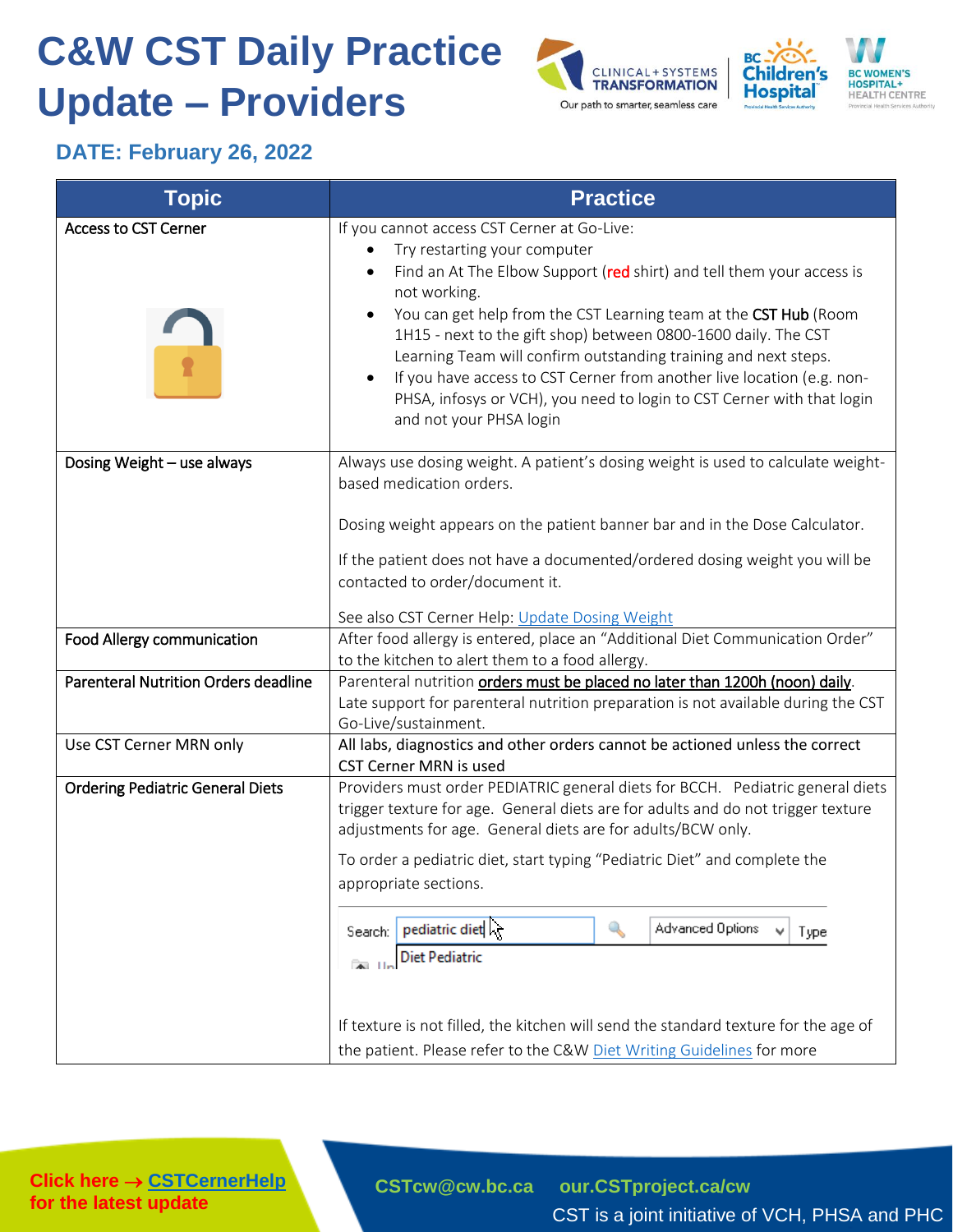# C&W CST Daily Practice Update – Providers

## DATE: February 26, 2022

| Topic | Practice |
|---|---|
| Access to CST Cerner | If you cannot access CST Cerner at Go-Live:<br>• Try restarting your computer<br>• Find an At The Elbow Support (red shirt) and tell them your access is not working.<br>• You can get help from the CST Learning team at the **CST Hub** (Room 1H15 - next to the gift shop) between 0800-1600 daily. The CST Learning Team will confirm outstanding training and next steps.<br>• If you have access to CST Cerner from another live location (e.g. non-PHSA, infosys or VCH), you need to login to CST Cerner with that login and not your PHSA login |
| Dosing Weight – use always | Always use dosing weight. A patient's dosing weight is used to calculate weight-based medication orders.<br><br>Dosing weight appears on the patient banner bar and in the Dose Calculator.<br><br>If the patient does not have a documented/ordered dosing weight you will be contacted to order/document it.<br><br>See also CST Cerner Help: Update Dosing Weight |
| Food Allergy communication | After food allergy is entered, place an "Additional Diet Communication Order" to the kitchen to alert them to a food allergy. |
| Parenteral Nutrition Orders deadline | Parenteral nutrition orders must be placed no later than 1200h (noon) daily. Late support for parenteral nutrition preparation is not available during the CST Go-Live/sustainment. |
| Use CST Cerner MRN only | All labs, diagnostics and other orders cannot be actioned unless the correct CST Cerner MRN is used |
| Ordering Pediatric General Diets | Providers must order PEDIATRIC general diets for BCCH. Pediatric general diets trigger texture for age. General diets are for adults and do not trigger texture adjustments for age. General diets are for adults/BCW only.<br><br>To order a pediatric diet, start typing "Pediatric Diet" and complete the appropriate sections.<br><br>Search: pediatric diet — Advanced Options — Type<br>Diet Pediatric<br><br>If texture is not filled, the kitchen will send the standard texture for the age of the patient. Please refer to the C&W Diet Writing Guidelines for more |

Click here → CSTCernerHelp for the latest update

CSTcw@cw.bc.ca our.CSTproject.ca/cw

CST is a joint initiative of VCH, PHSA and PHC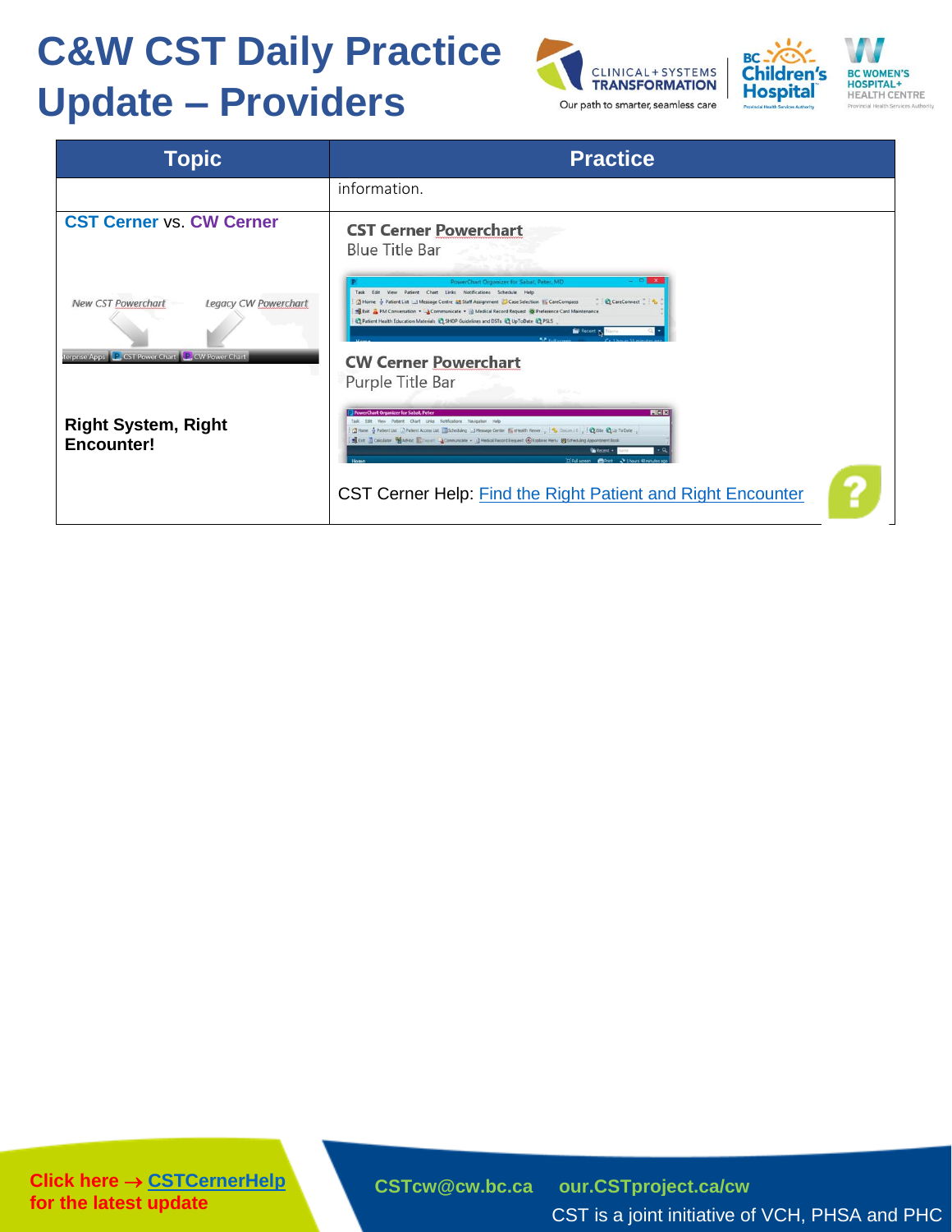# C&W CST Daily Practice Update – Providers

| Topic | Practice |
|---|---|
| | information. |
| **CST Cerner** vs. **CW Cerner**<br><br>New CST Powerchart    Legacy CW Powerchart<br><br>**Right System, Right Encounter!** | **CST Cerner Powerchart**<br>Blue Title Bar<br><br>**CW Cerner Powerchart**<br>Purple Title Bar<br><br>CST Cerner Help: [Find the Right Patient and Right Encounter]() |

Click here → [CSTCernerHelp]() for the latest update

CSTcw@cw.bc.ca    our.CSTproject.ca/cw

CST is a joint initiative of VCH, PHSA and PHC